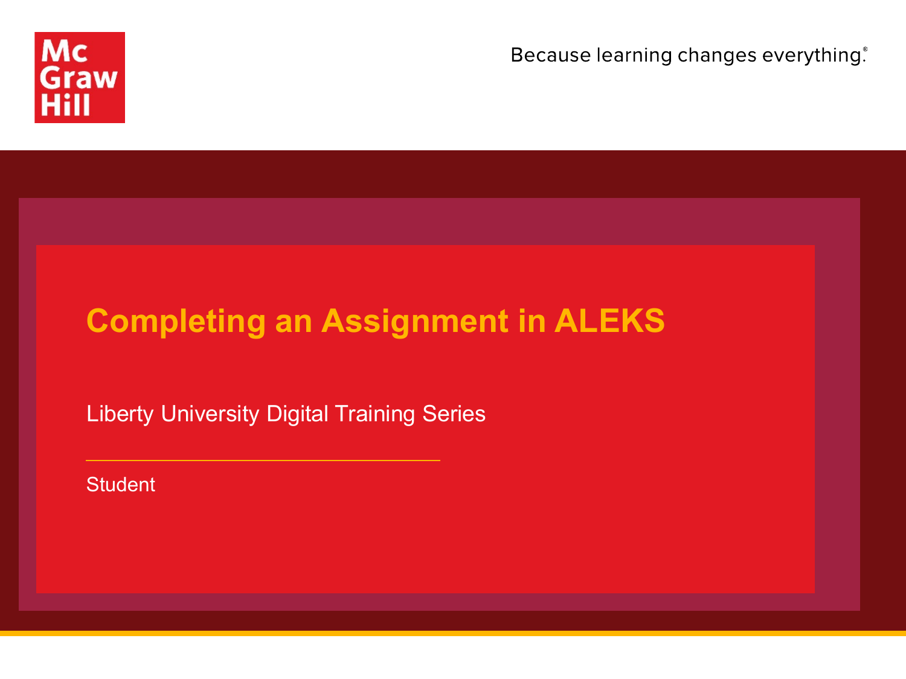McGraw Hill

Because learning changes everything.®

# Completing an Assignment in ALEKS

Liberty University Digital Training Series

Student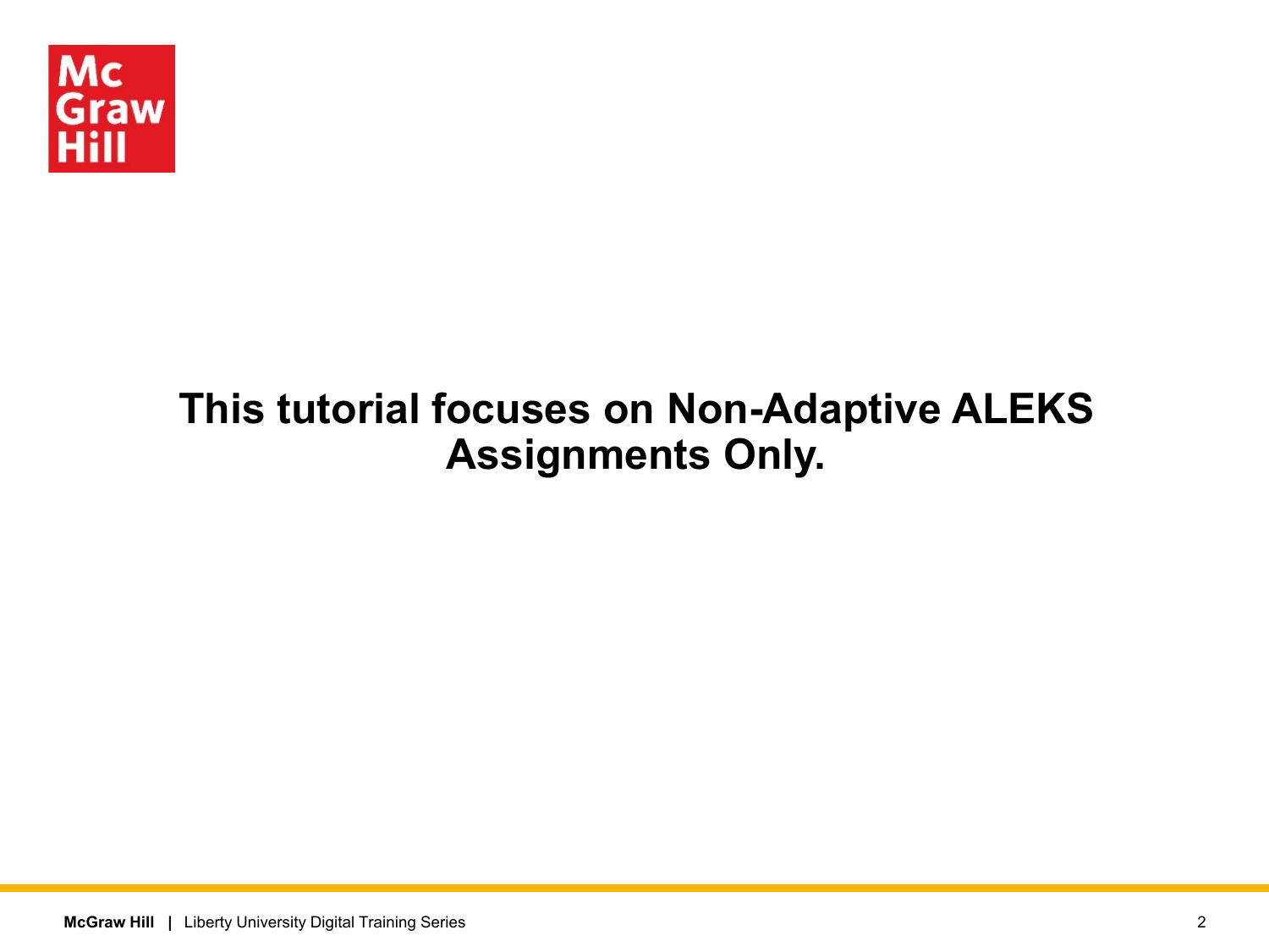**This tutorial focuses on Non-Adaptive ALEKS Assignments Only.**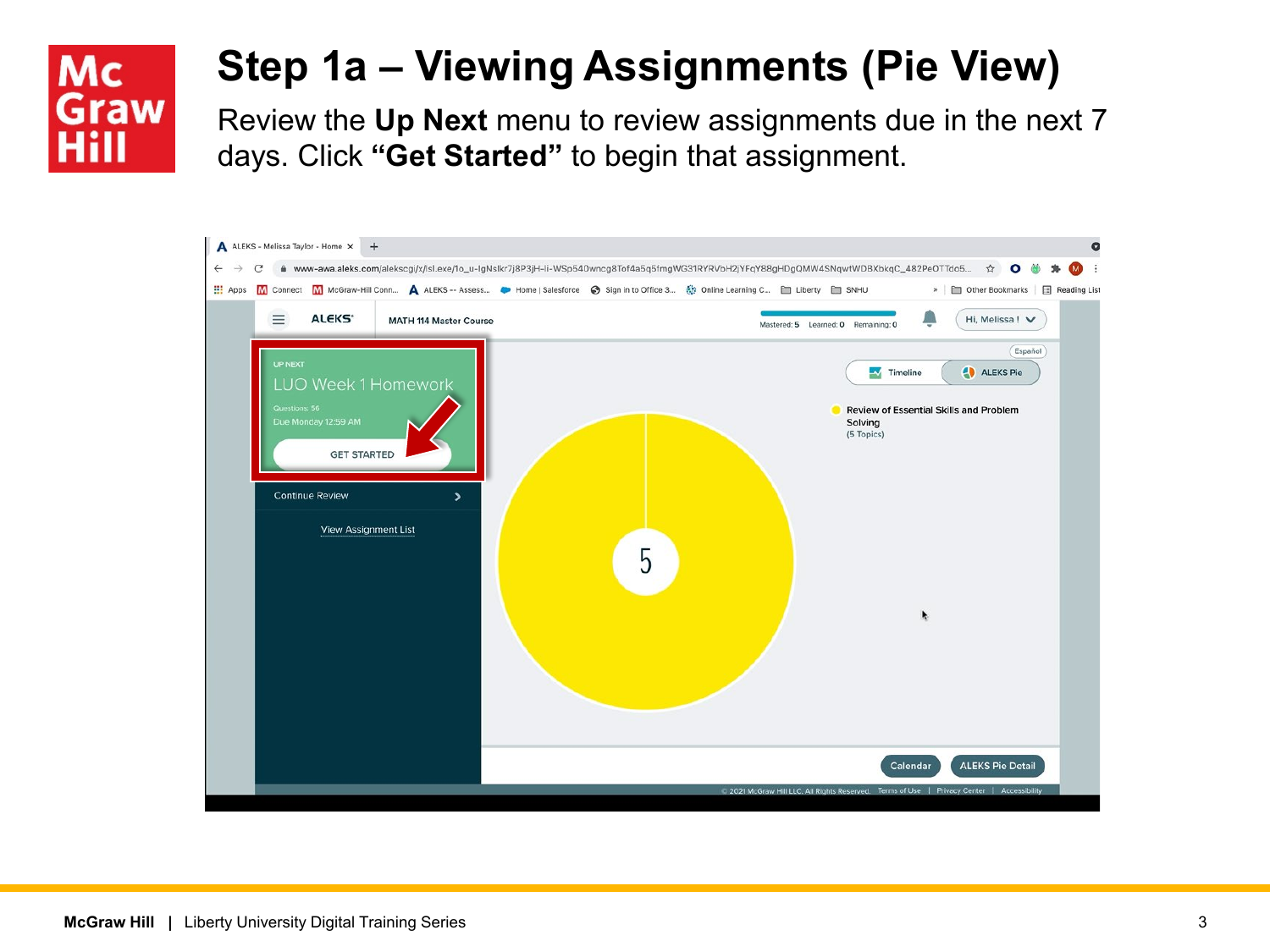# Step 1a – Viewing Assignments (Pie View)

Review the **Up Next** menu to review assignments due in the next 7 days. Click **"Get Started"** to begin that assignment.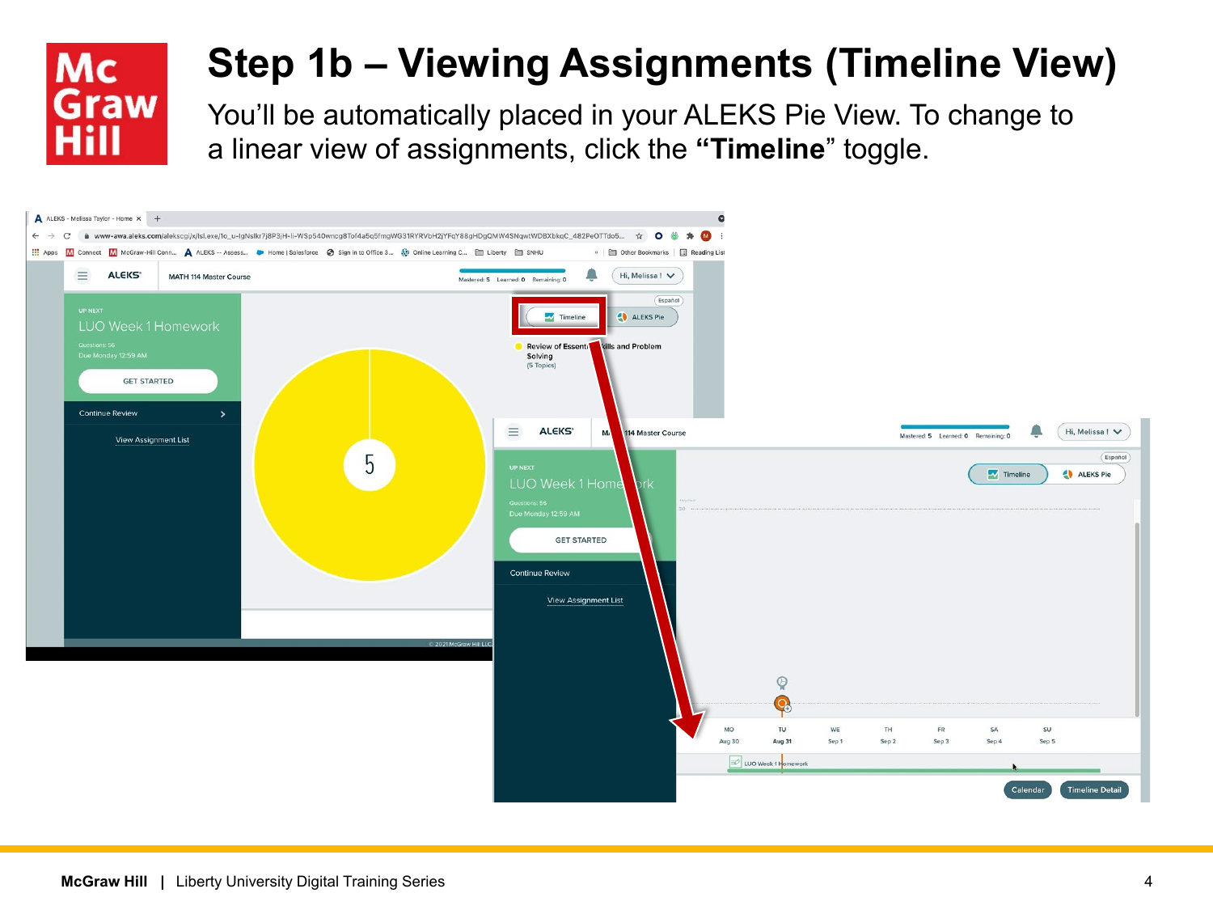# Step 1b – Viewing Assignments (Timeline View)

You'll be automatically placed in your ALEKS Pie View. To change to a linear view of assignments, click the **"Timeline"** toggle.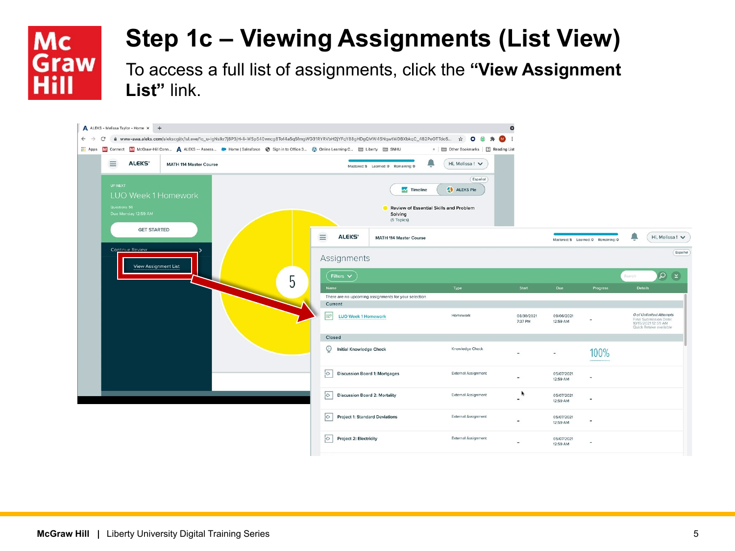# Step 1c – Viewing Assignments (List View)

To access a full list of assignments, click the **"View Assignment List"** link.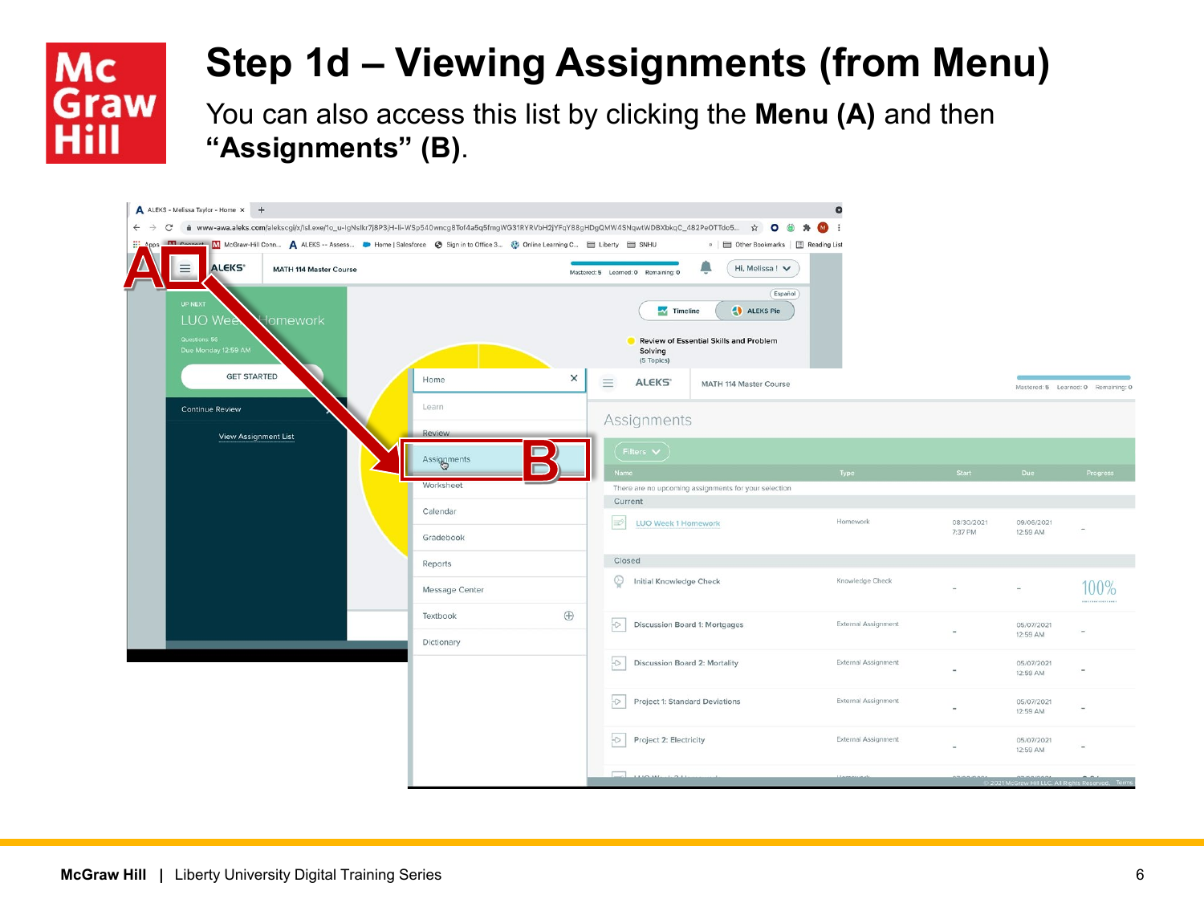# Step 1d – Viewing Assignments (from Menu)

You can also access this list by clicking the **Menu (A)** and then **"Assignments" (B)**.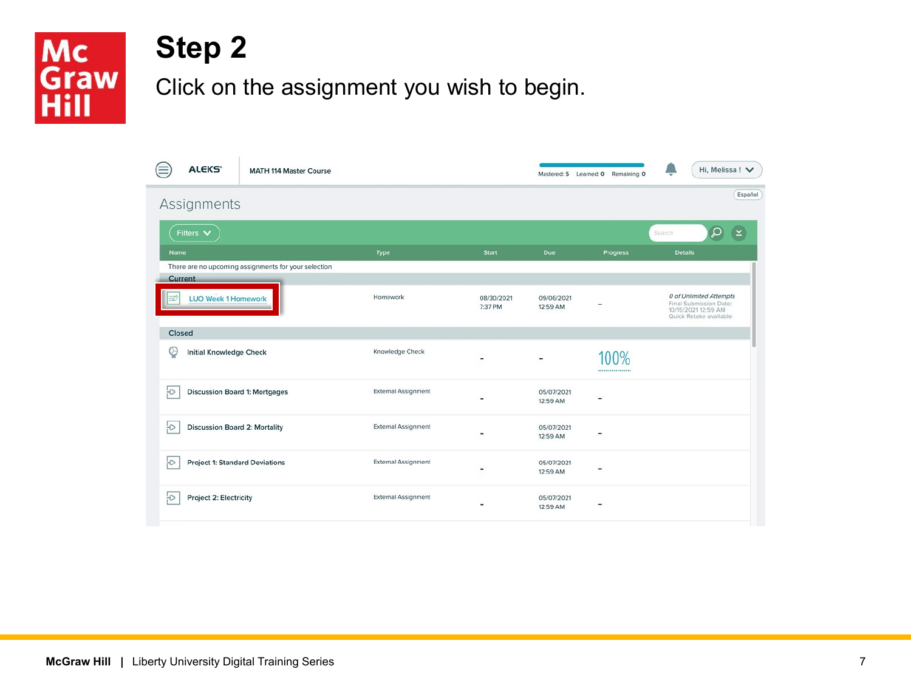# Step 2

Click on the assignment you wish to begin.

ALEKS | MATH 114 Master Course

Mastered: 5 Learned: 0 Remaining: 0

Hi, Melissa !

Español

## Assignments

Filters

Search

| Name | Type | Start | Due | Progress | Details |
|---|---|---|---|---|---|
| There are no upcoming assignments for your selection | | | | | |
| **Current** | | | | | |
| LUO Week 1 Homework | Homework | 08/30/2021 7:37 PM | 09/06/2021 12:59 AM | - | *0 of Unlimited Attempts* Final Submission Date: 10/15/2021 12:59 AM Quick Retake available |
| **Closed** | | | | | |
| Initial Knowledge Check | Knowledge Check | - | - | 100% | |
| Discussion Board 1: Mortgages | External Assignment | - | 05/07/2021 12:59 AM | - | |
| Discussion Board 2: Mortality | External Assignment | - | 05/07/2021 12:59 AM | - | |
| Project 1: Standard Deviations | External Assignment | - | 05/07/2021 12:59 AM | - | |
| Project 2: Electricity | External Assignment | - | 05/07/2021 12:59 AM | - | |

McGraw Hill | Liberty University Digital Training Series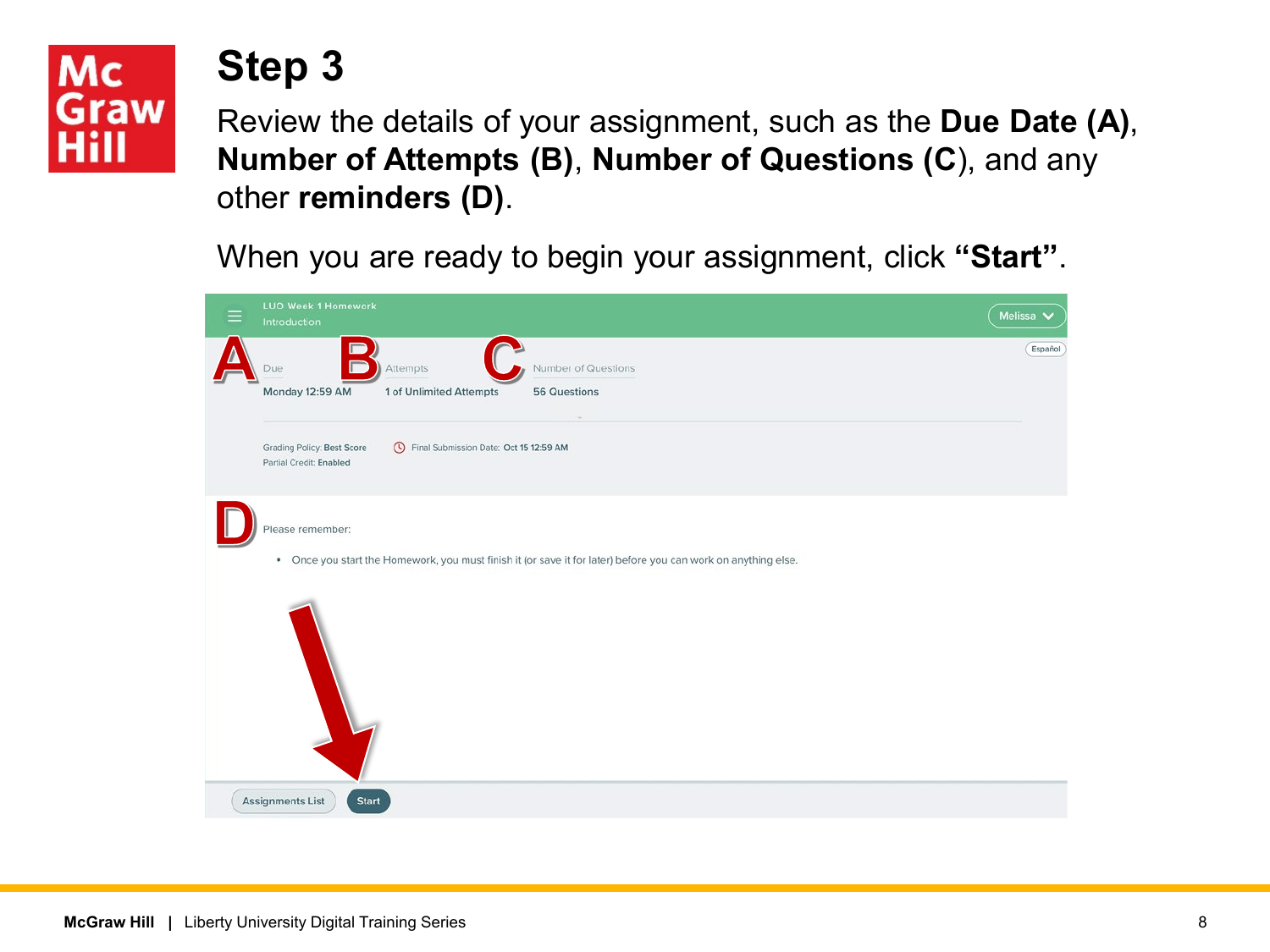# Step 3

Review the details of your assignment, such as the **Due Date (A)**, **Number of Attempts (B)**, **Number of Questions (C)**, and any other **reminders (D)**.

When you are ready to begin your assignment, click **"Start"**.

LUO Week 1 Homework

Introduction

Melissa

Español

**A** Due: Monday 12:59 AM

**B** Attempts: 1 of Unlimited Attempts

**C** Number of Questions: 56 Questions

Grading Policy: Best Score

Partial Credit: Enabled

Final Submission Date: Oct 15 12:59 AM

**D** Please remember:

- Once you start the Homework, you must finish it (or save it for later) before you can work on anything else.

Assignments List | Start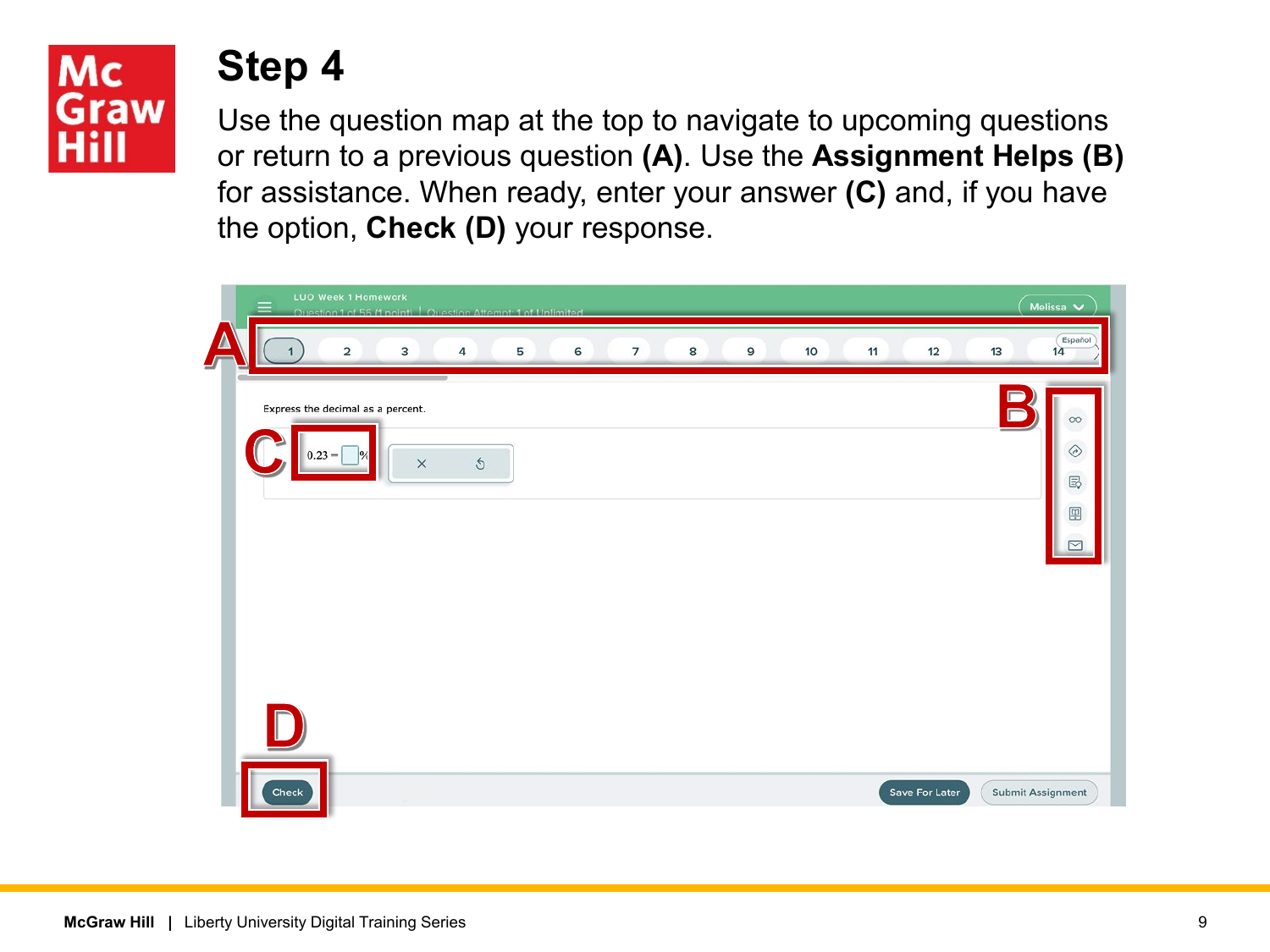# Step 4

Use the question map at the top to navigate to upcoming questions or return to a previous question **(A)**. Use the **Assignment Helps (B)** for assistance. When ready, enter your answer **(C)** and, if you have the option, **Check (D)** your response.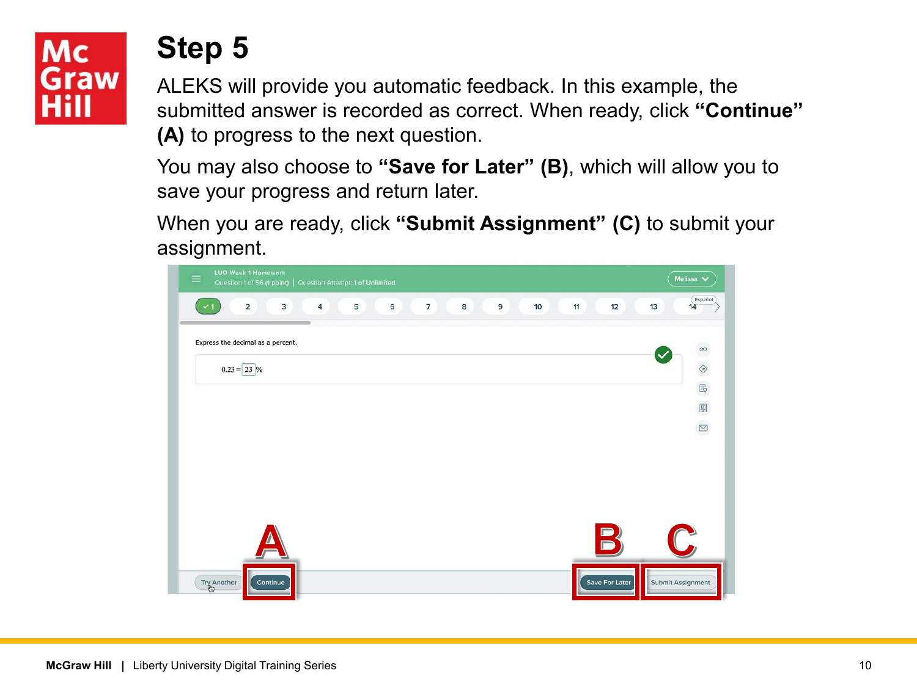# Step 5

ALEKS will provide you automatic feedback. In this example, the submitted answer is recorded as correct. When ready, click **"Continue" (A)** to progress to the next question.

You may also choose to **"Save for Later" (B)**, which will allow you to save your progress and return later.

When you are ready, click **"Submit Assignment" (C)** to submit your assignment.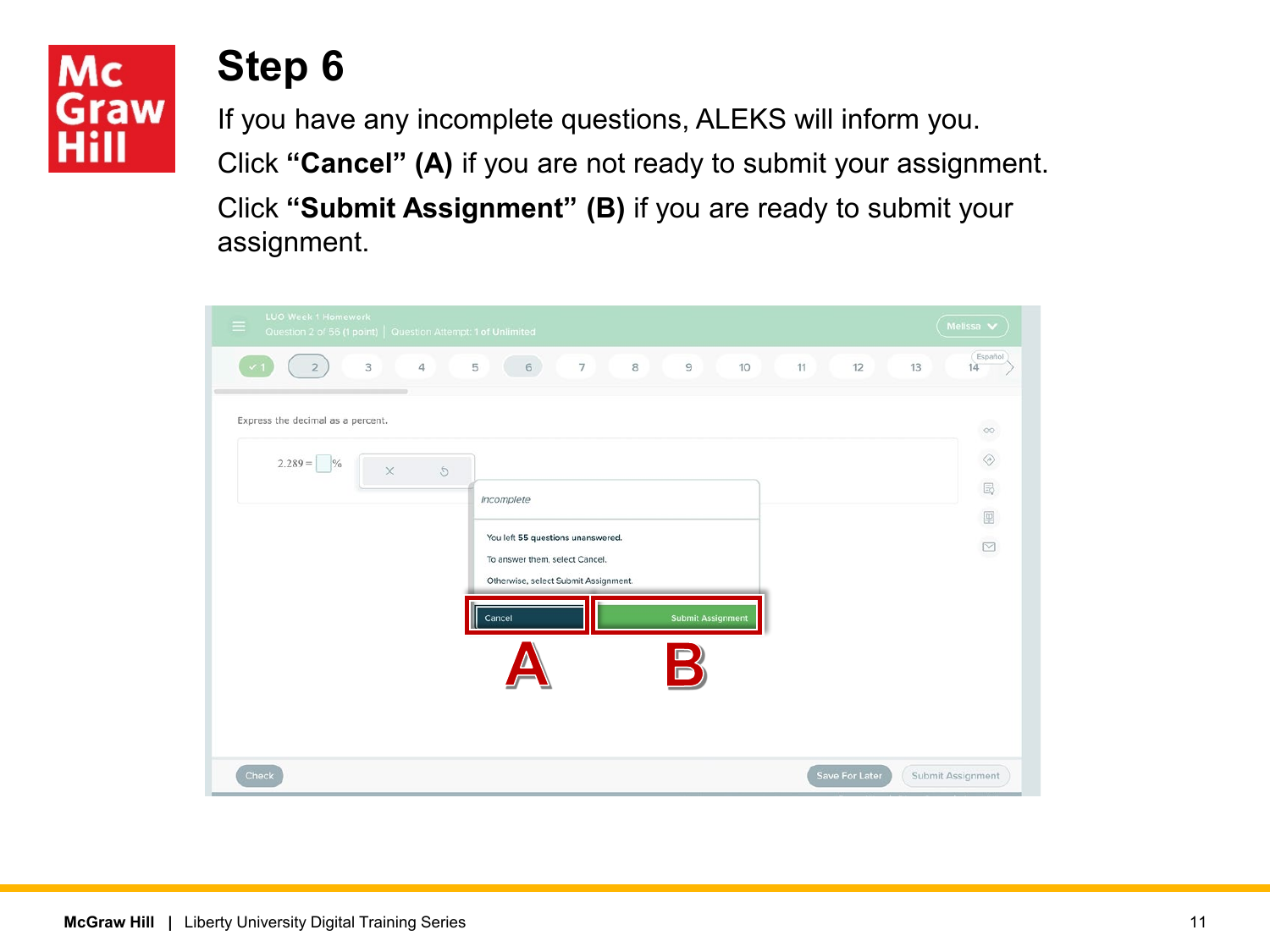# Step 6

If you have any incomplete questions, ALEKS will inform you.

Click **“Cancel” (A)** if you are not ready to submit your assignment.

Click **“Submit Assignment” (B)** if you are ready to submit your assignment.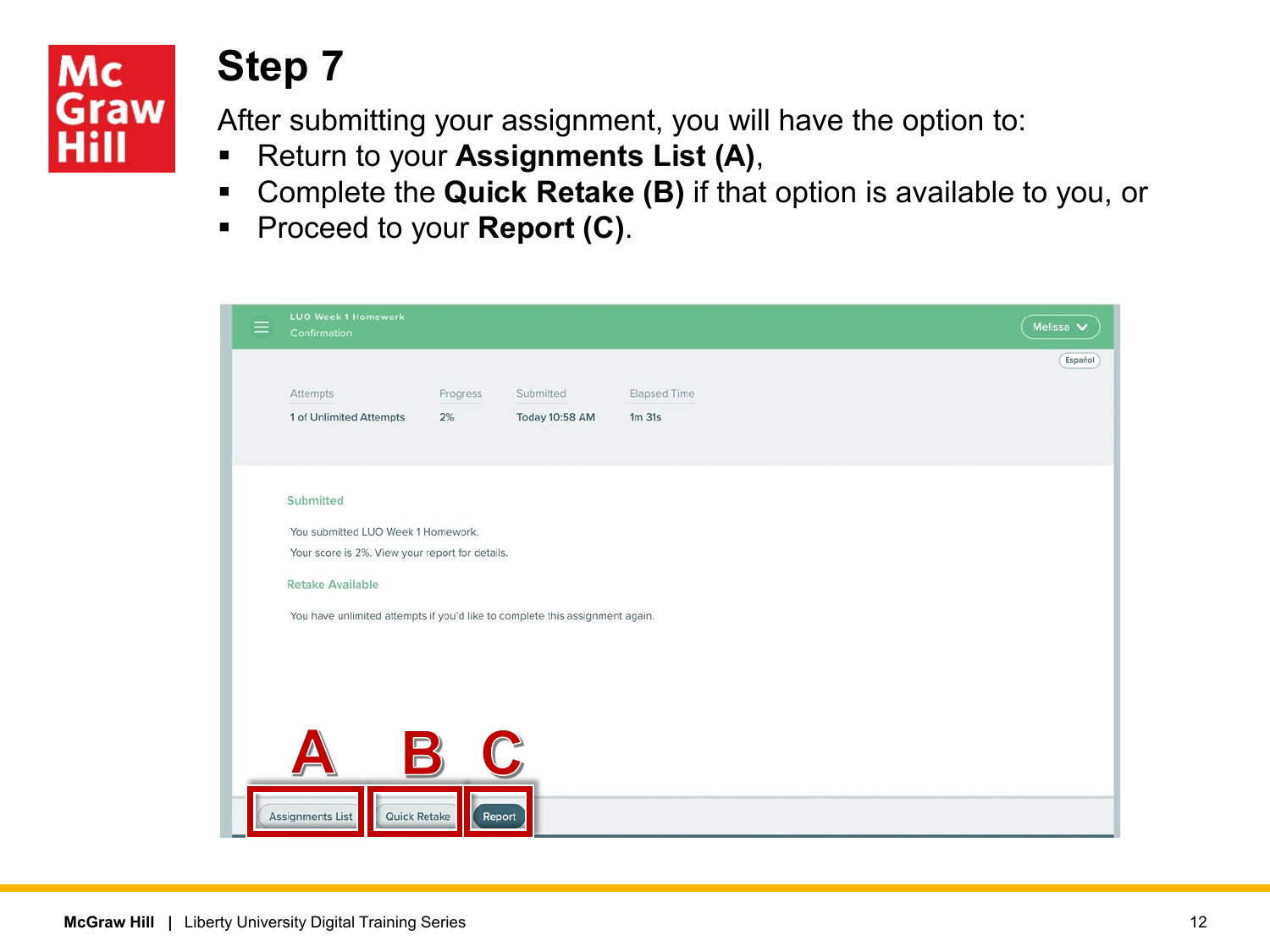# Step 7

After submitting your assignment, you will have the option to:

- Return to your **Assignments List (A)**,
- Complete the **Quick Retake (B)** if that option is available to you, or
- Proceed to your **Report (C)**.

LUO Week 1 Homework
Confirmation

Melissa

Español

| Attempts | Progress | Submitted | Elapsed Time |
|---|---|---|---|
| 1 of Unlimited Attempts | 2% | Today 10:58 AM | 1m 31s |

Submitted

You submitted LUO Week 1 Homework.

Your score is 2%. View your report for details.

Retake Available

You have unlimited attempts if you'd like to complete this assignment again.

A — Assignments List

B — Quick Retake

C — Report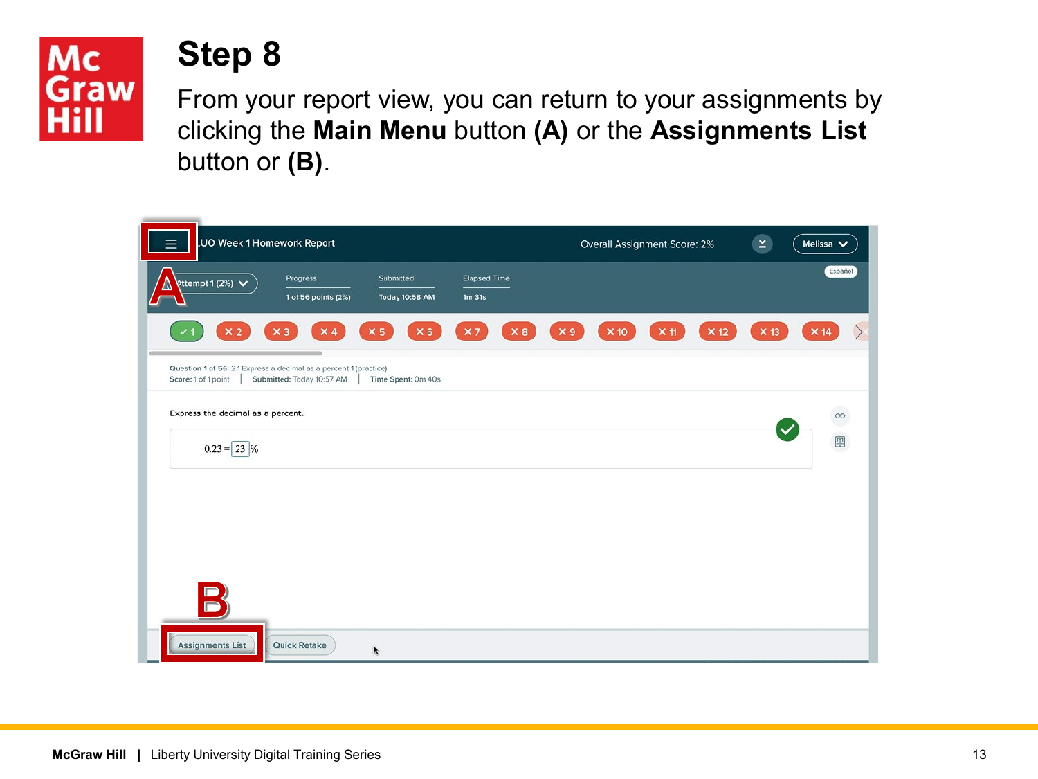# Step 8

From your report view, you can return to your assignments by clicking the **Main Menu** button **(A)** or the **Assignments List** button or **(B)**.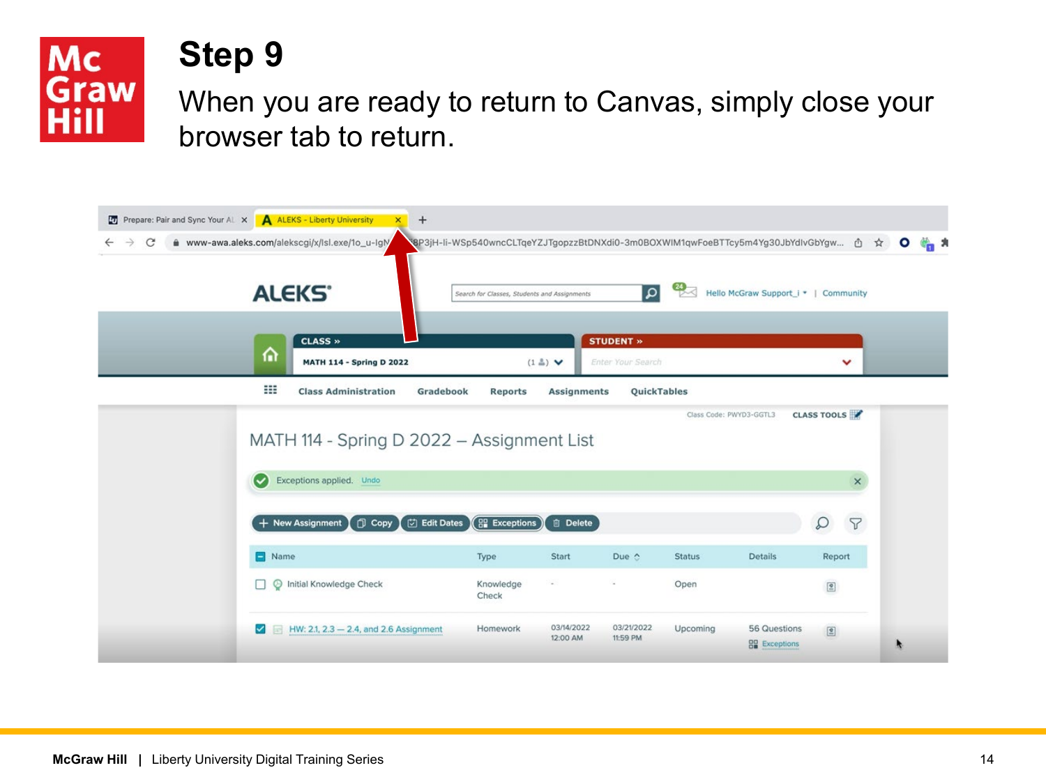# Step 9

When you are ready to return to Canvas, simply close your browser tab to return.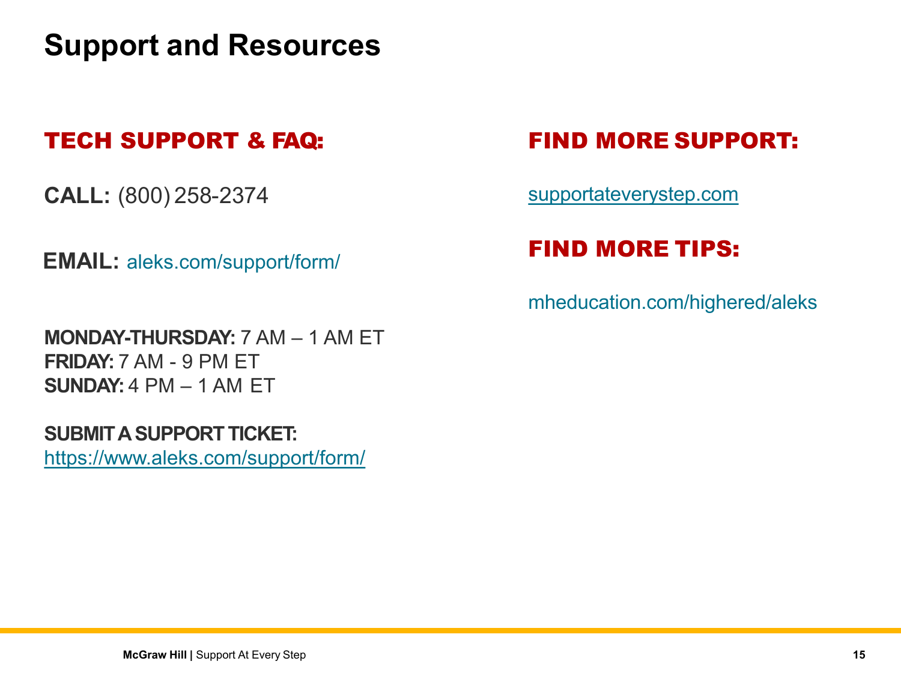# Support and Resources

## TECH SUPPORT & FAQ:

**CALL:** (800) 258-2374

**EMAIL:** aleks.com/support/form/

**MONDAY-THURSDAY:** 7 AM – 1 AM ET
**FRIDAY:** 7 AM - 9 PM ET
**SUNDAY:** 4 PM – 1 AM ET

**SUBMIT A SUPPORT TICKET:**
https://www.aleks.com/support/form/

## FIND MORE SUPPORT:

supportateverystep.com

## FIND MORE TIPS:

mheducation.com/highered/aleks